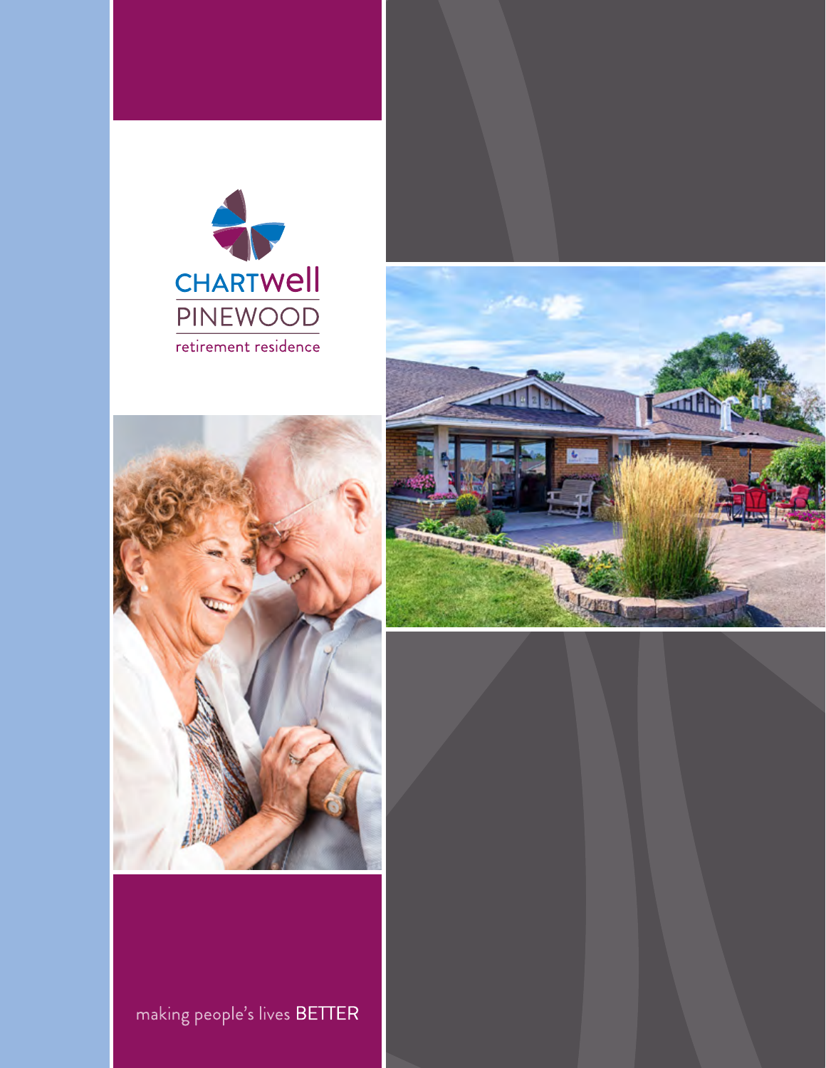CHARTWell
PINEWOOD
retirement residence

making people's lives BETTER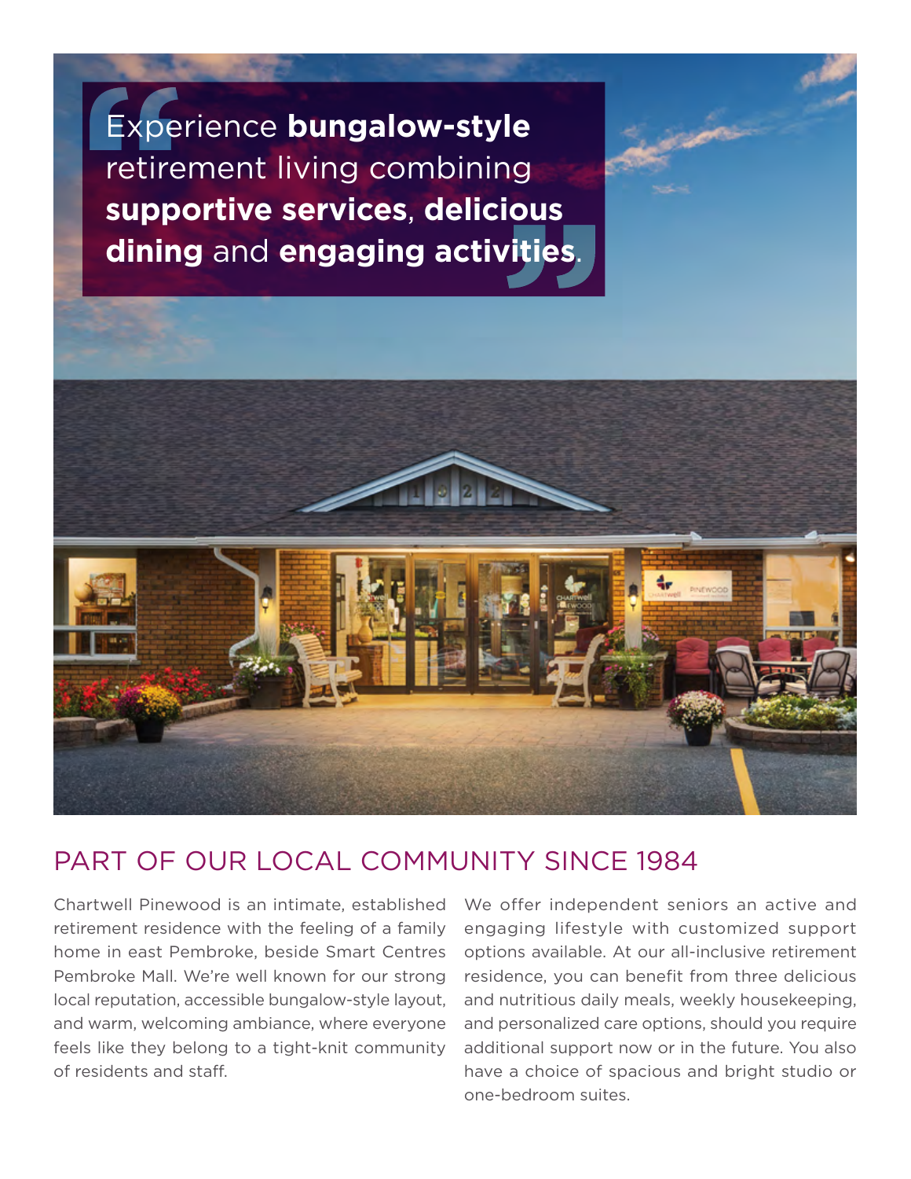> Experience **bungalow-style** retirement living combining **supportive services**, **delicious dining** and **engaging activities**.

## PART OF OUR LOCAL COMMUNITY SINCE 1984

Chartwell Pinewood is an intimate, established retirement residence with the feeling of a family home in east Pembroke, beside Smart Centres Pembroke Mall. We're well known for our strong local reputation, accessible bungalow-style layout, and warm, welcoming ambiance, where everyone feels like they belong to a tight-knit community of residents and staff.

We offer independent seniors an active and engaging lifestyle with customized support options available. At our all-inclusive retirement residence, you can benefit from three delicious and nutritious daily meals, weekly housekeeping, and personalized care options, should you require additional support now or in the future. You also have a choice of spacious and bright studio or one-bedroom suites.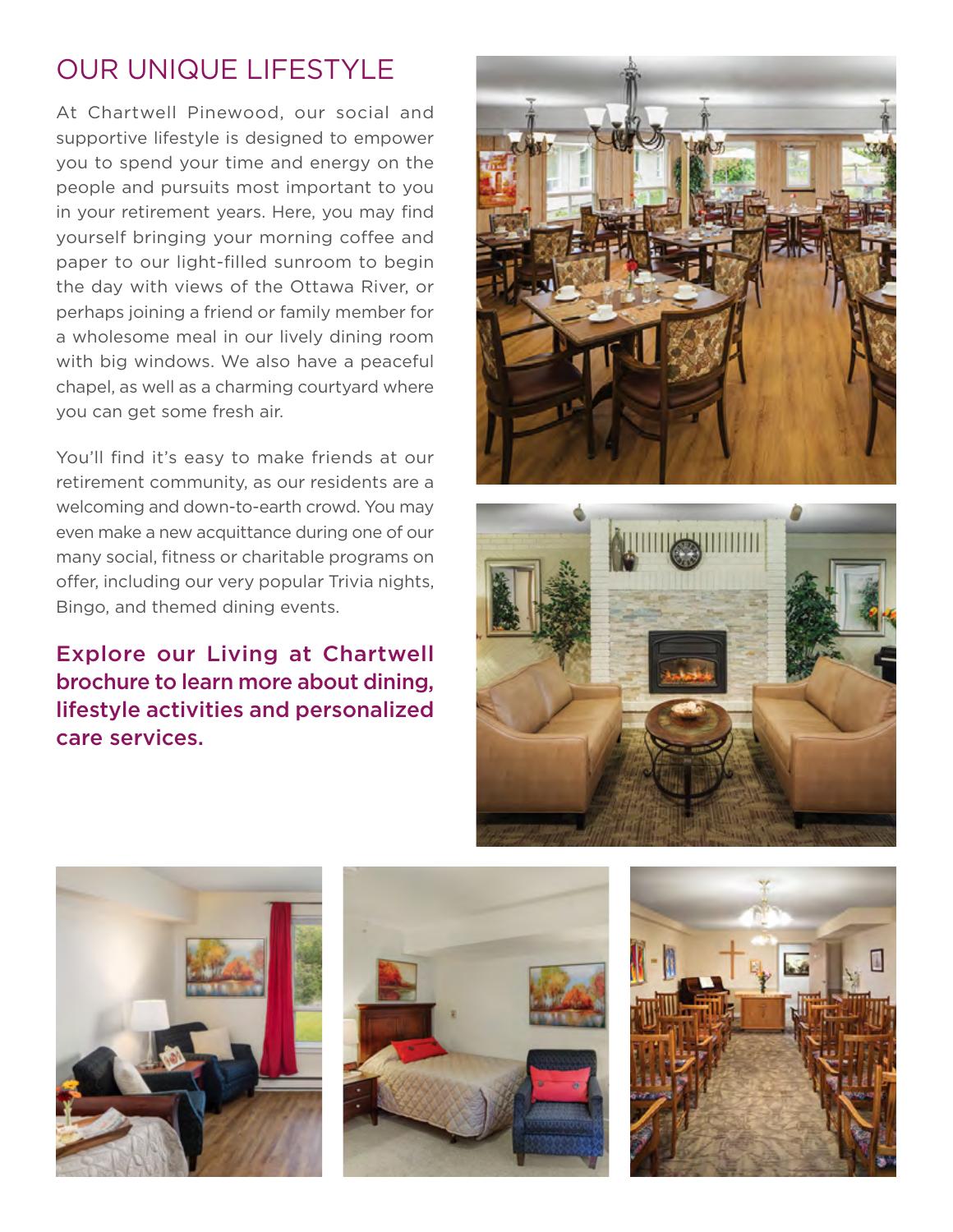# OUR UNIQUE LIFESTYLE

At Chartwell Pinewood, our social and supportive lifestyle is designed to empower you to spend your time and energy on the people and pursuits most important to you in your retirement years. Here, you may find yourself bringing your morning coffee and paper to our light-filled sunroom to begin the day with views of the Ottawa River, or perhaps joining a friend or family member for a wholesome meal in our lively dining room with big windows. We also have a peaceful chapel, as well as a charming courtyard where you can get some fresh air.

You'll find it's easy to make friends at our retirement community, as our residents are a welcoming and down-to-earth crowd. You may even make a new acquittance during one of our many social, fitness or charitable programs on offer, including our very popular Trivia nights, Bingo, and themed dining events.

**Explore our Living at Chartwell brochure to learn more about dining, lifestyle activities and personalized care services.**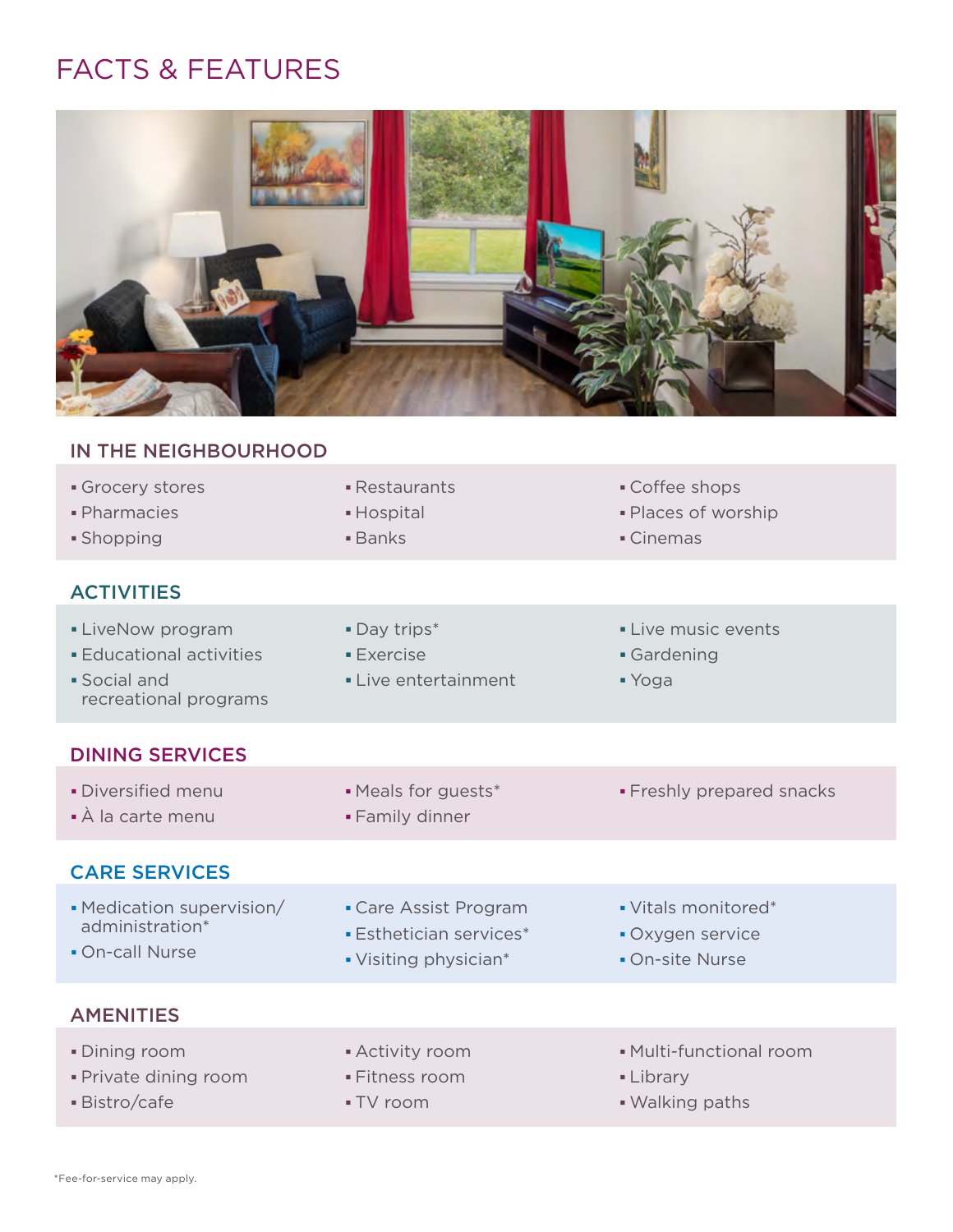# FACTS & FEATURES

## IN THE NEIGHBOURHOOD

- Grocery stores
- Pharmacies
- Shopping
- Restaurants
- Hospital
- Banks
- Coffee shops
- Places of worship
- Cinemas

## ACTIVITIES

- LiveNow program
- Educational activities
- Social and recreational programs
- Day trips*
- Exercise
- Live entertainment
- Live music events
- Gardening
- Yoga

## DINING SERVICES

- Diversified menu
- À la carte menu
- Meals for guests*
- Family dinner
- Freshly prepared snacks

## CARE SERVICES

- Medication supervision/ administration*
- On-call Nurse
- Care Assist Program
- Esthetician services*
- Visiting physician*
- Vitals monitored*
- Oxygen service
- On-site Nurse

## AMENITIES

- Dining room
- Private dining room
- Bistro/cafe
- Activity room
- Fitness room
- TV room
- Multi-functional room
- Library
- Walking paths

*Fee-for-service may apply.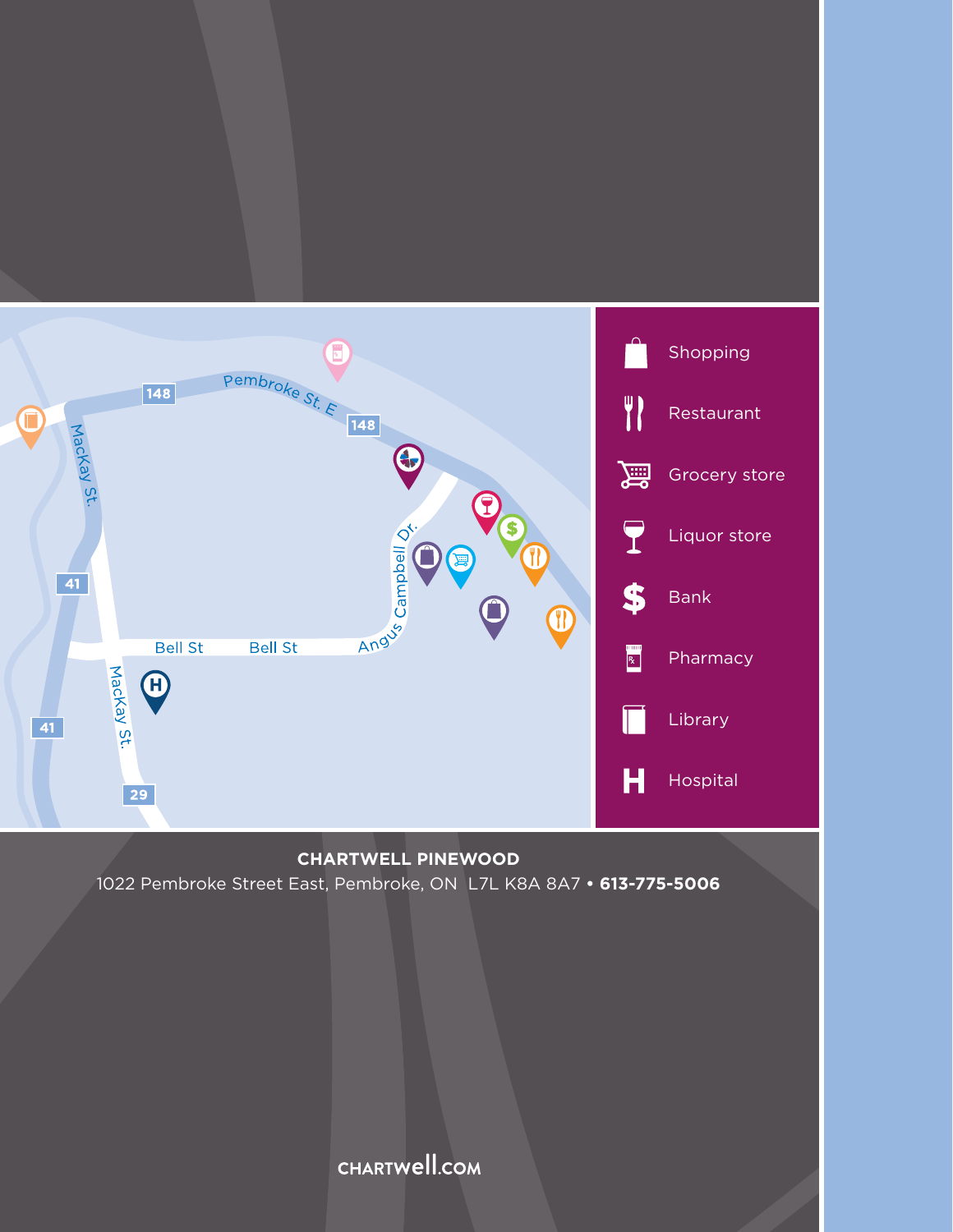148

Pembroke St. E

148

MacKay St.

41

41

Angus Campbell Dr.

Bell St

Bell St

MacKay St.

29

- Shopping
- Restaurant
- Grocery store
- Liquor store
- Bank
- Pharmacy
- Library
- Hospital

**CHARTWELL PINEWOOD**

1022 Pembroke Street East, Pembroke, ON  L7L K8A 8A7 • **613-775-5006**

CHARTWELL.COM